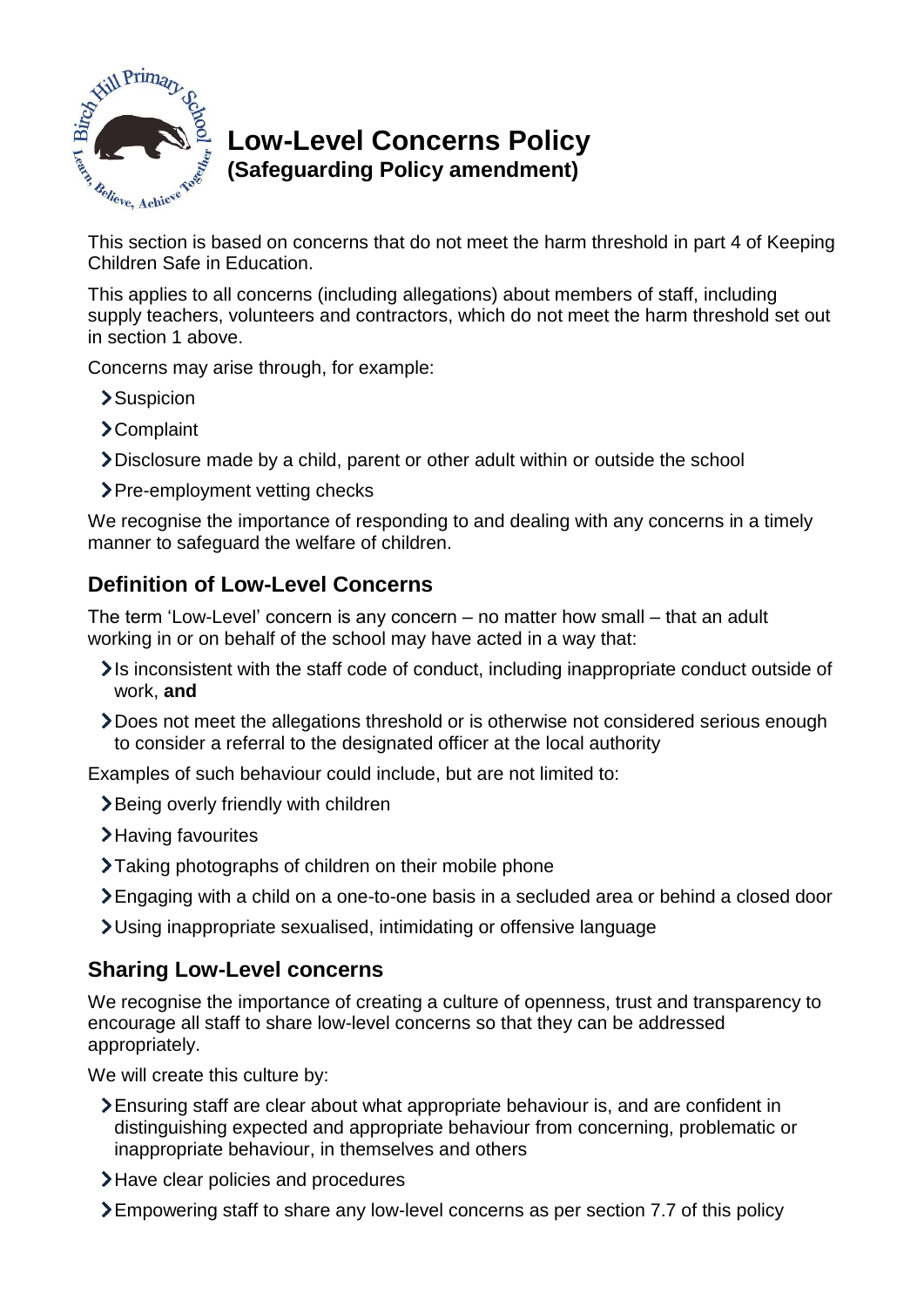# Low-Level Concerns Policy
**(Safeguarding Policy amendment)**

This section is based on concerns that do not meet the harm threshold in part 4 of Keeping Children Safe in Education.

This applies to all concerns (including allegations) about members of staff, including supply teachers, volunteers and contractors, which do not meet the harm threshold set out in section 1 above.

Concerns may arise through, for example:

- Suspicion
- Complaint
- Disclosure made by a child, parent or other adult within or outside the school
- Pre-employment vetting checks

We recognise the importance of responding to and dealing with any concerns in a timely manner to safeguard the welfare of children.

## Definition of Low-Level Concerns

The term 'Low-Level' concern is any concern – no matter how small – that an adult working in or on behalf of the school may have acted in a way that:

- Is inconsistent with the staff code of conduct, including inappropriate conduct outside of work, **and**
- Does not meet the allegations threshold or is otherwise not considered serious enough to consider a referral to the designated officer at the local authority

Examples of such behaviour could include, but are not limited to:

- Being overly friendly with children
- Having favourites
- Taking photographs of children on their mobile phone
- Engaging with a child on a one-to-one basis in a secluded area or behind a closed door
- Using inappropriate sexualised, intimidating or offensive language

## Sharing Low-Level concerns

We recognise the importance of creating a culture of openness, trust and transparency to encourage all staff to share low-level concerns so that they can be addressed appropriately.

We will create this culture by:

- Ensuring staff are clear about what appropriate behaviour is, and are confident in distinguishing expected and appropriate behaviour from concerning, problematic or inappropriate behaviour, in themselves and others
- Have clear policies and procedures
- Empowering staff to share any low-level concerns as per section 7.7 of this policy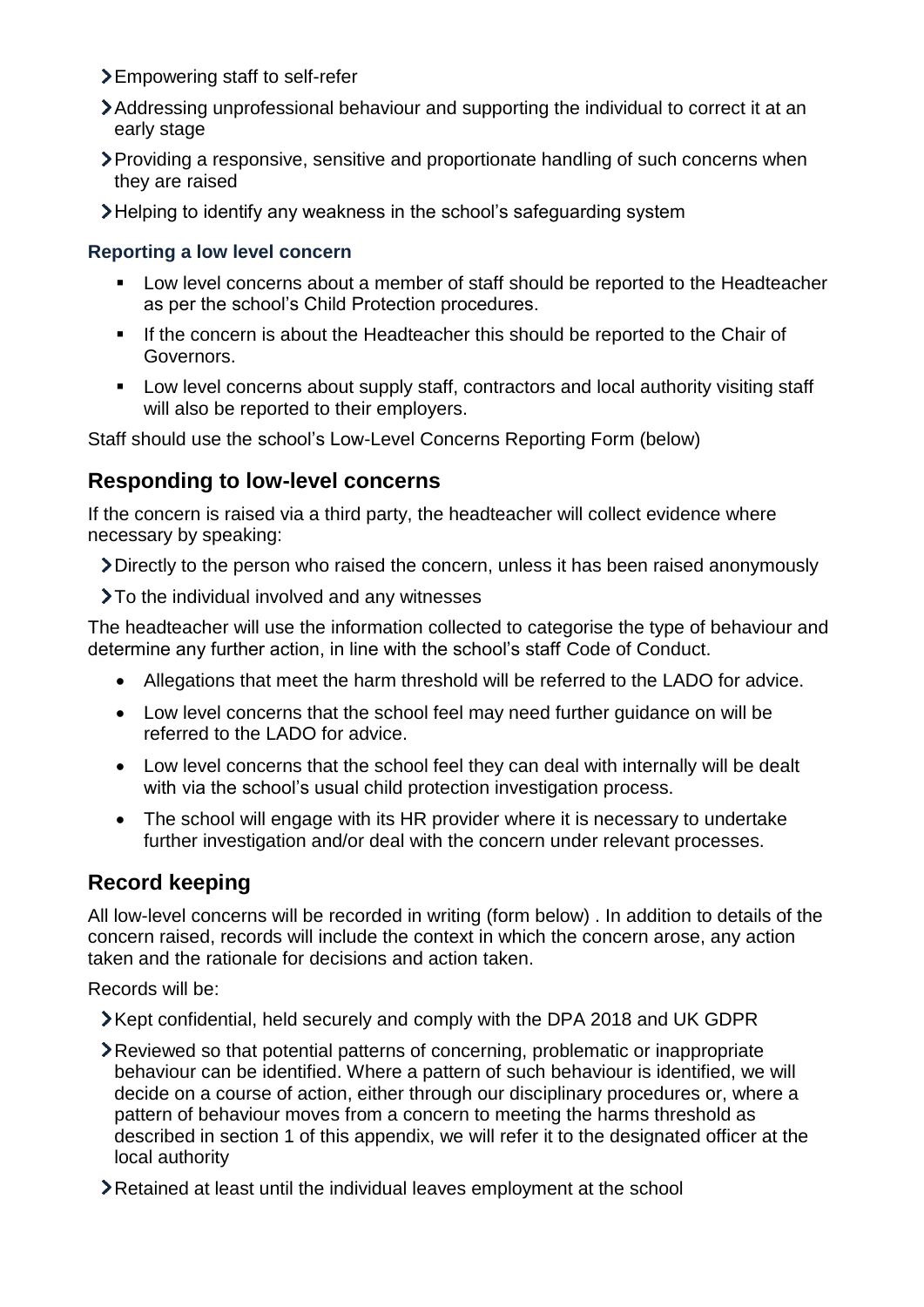- Empowering staff to self-refer
- Addressing unprofessional behaviour and supporting the individual to correct it at an early stage
- Providing a responsive, sensitive and proportionate handling of such concerns when they are raised
- Helping to identify any weakness in the school's safeguarding system

### Reporting a low level concern

- Low level concerns about a member of staff should be reported to the Headteacher as per the school's Child Protection procedures.
- If the concern is about the Headteacher this should be reported to the Chair of Governors.
- Low level concerns about supply staff, contractors and local authority visiting staff will also be reported to their employers.

Staff should use the school's Low-Level Concerns Reporting Form (below)

## Responding to low-level concerns

If the concern is raised via a third party, the headteacher will collect evidence where necessary by speaking:

- Directly to the person who raised the concern, unless it has been raised anonymously
- To the individual involved and any witnesses

The headteacher will use the information collected to categorise the type of behaviour and determine any further action, in line with the school's staff Code of Conduct.

- Allegations that meet the harm threshold will be referred to the LADO for advice.
- Low level concerns that the school feel may need further guidance on will be referred to the LADO for advice.
- Low level concerns that the school feel they can deal with internally will be dealt with via the school's usual child protection investigation process.
- The school will engage with its HR provider where it is necessary to undertake further investigation and/or deal with the concern under relevant processes.

## Record keeping

All low-level concerns will be recorded in writing (form below) . In addition to details of the concern raised, records will include the context in which the concern arose, any action taken and the rationale for decisions and action taken.

Records will be:

- Kept confidential, held securely and comply with the DPA 2018 and UK GDPR
- Reviewed so that potential patterns of concerning, problematic or inappropriate behaviour can be identified. Where a pattern of such behaviour is identified, we will decide on a course of action, either through our disciplinary procedures or, where a pattern of behaviour moves from a concern to meeting the harms threshold as described in section 1 of this appendix, we will refer it to the designated officer at the local authority
- Retained at least until the individual leaves employment at the school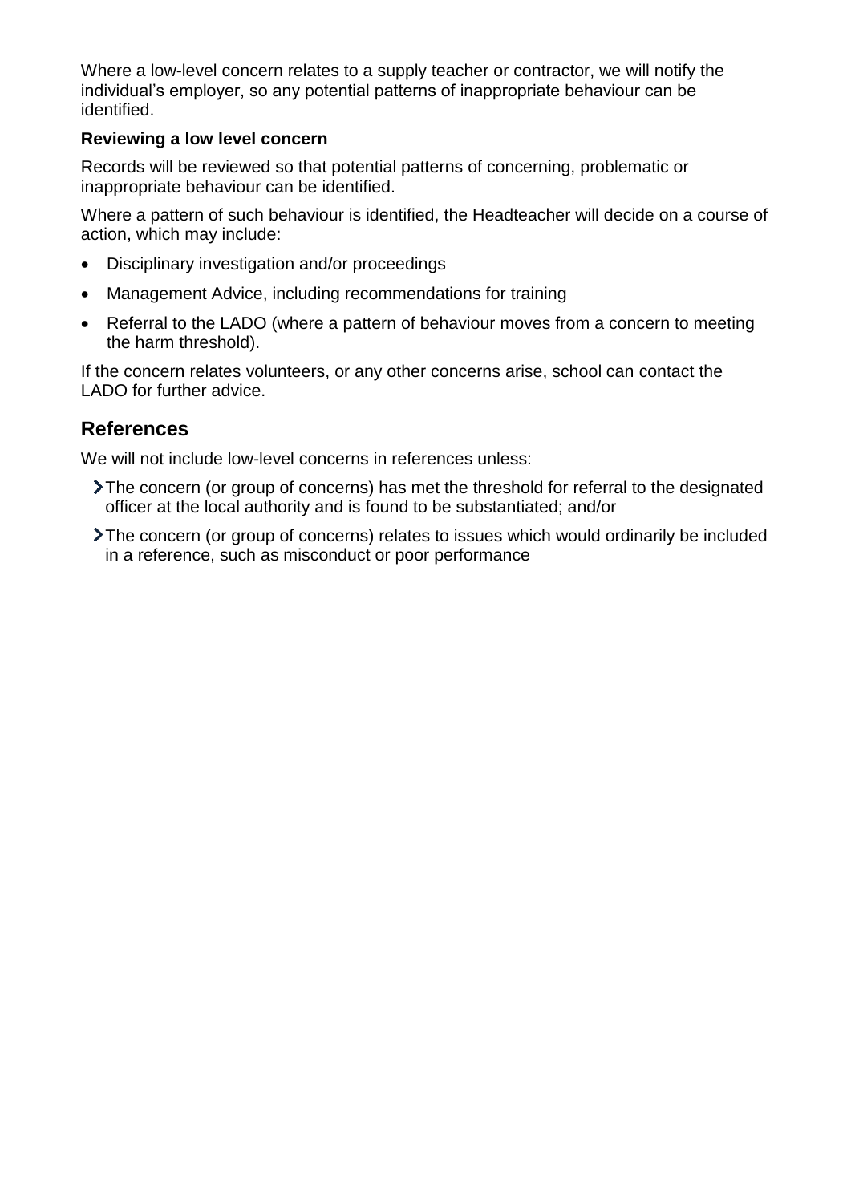Where a low-level concern relates to a supply teacher or contractor, we will notify the individual's employer, so any potential patterns of inappropriate behaviour can be identified.

**Reviewing a low level concern**

Records will be reviewed so that potential patterns of concerning, problematic or inappropriate behaviour can be identified.

Where a pattern of such behaviour is identified, the Headteacher will decide on a course of action, which may include:

- Disciplinary investigation and/or proceedings
- Management Advice, including recommendations for training
- Referral to the LADO (where a pattern of behaviour moves from a concern to meeting the harm threshold).

If the concern relates volunteers, or any other concerns arise, school can contact the LADO for further advice.

## References

We will not include low-level concerns in references unless:

- The concern (or group of concerns) has met the threshold for referral to the designated officer at the local authority and is found to be substantiated; and/or
- The concern (or group of concerns) relates to issues which would ordinarily be included in a reference, such as misconduct or poor performance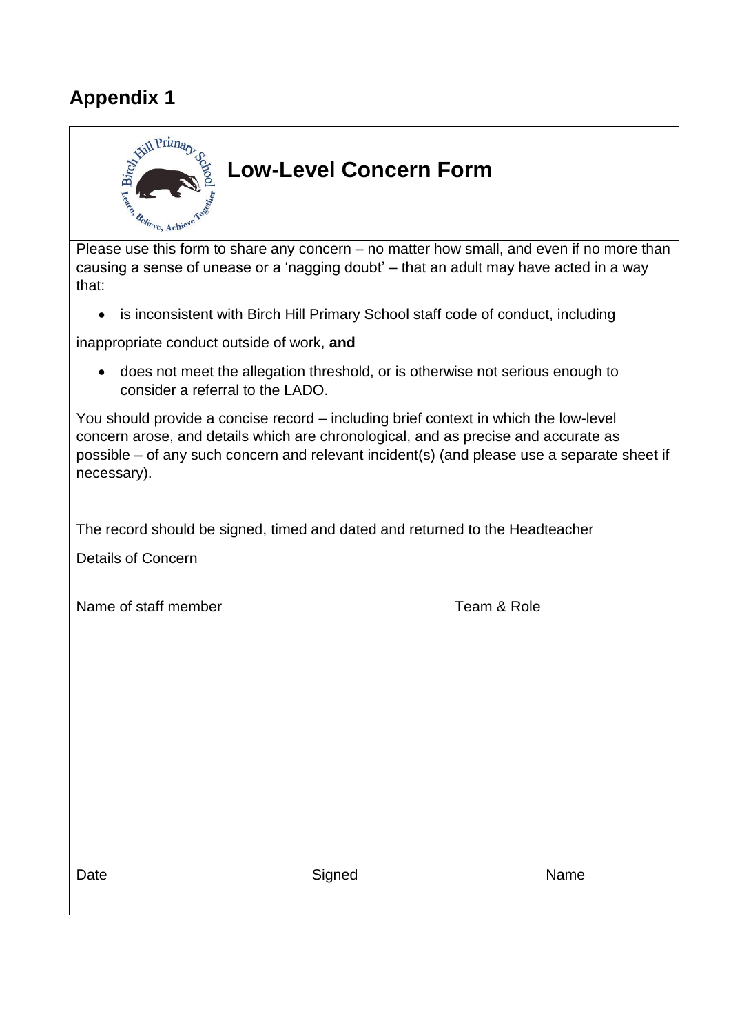## Appendix 1

# Low-Level Concern Form

Please use this form to share any concern – no matter how small, and even if no more than causing a sense of unease or a 'nagging doubt' – that an adult may have acted in a way that:

- is inconsistent with Birch Hill Primary School staff code of conduct, including

inappropriate conduct outside of work, **and**

- does not meet the allegation threshold, or is otherwise not serious enough to consider a referral to the LADO.

You should provide a concise record – including brief context in which the low-level concern arose, and details which are chronological, and as precise and accurate as possible – of any such concern and relevant incident(s) (and please use a separate sheet if necessary).

The record should be signed, timed and dated and returned to the Headteacher

Details of Concern

Name of staff member | Team & Role

| Date | Signed | Name |
| --- | --- | --- |
| | | |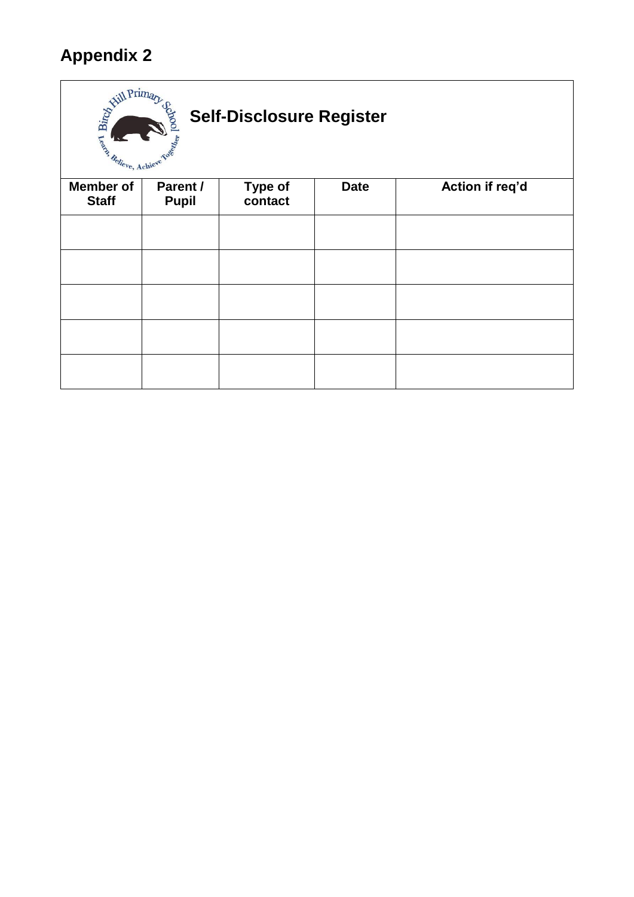## Appendix 2

### Self-Disclosure Register

| Member of Staff | Parent / Pupil | Type of contact | Date | Action if req'd |
|---|---|---|---|---|
| | | | | |
| | | | | |
| | | | | |
| | | | | |
| | | | | |